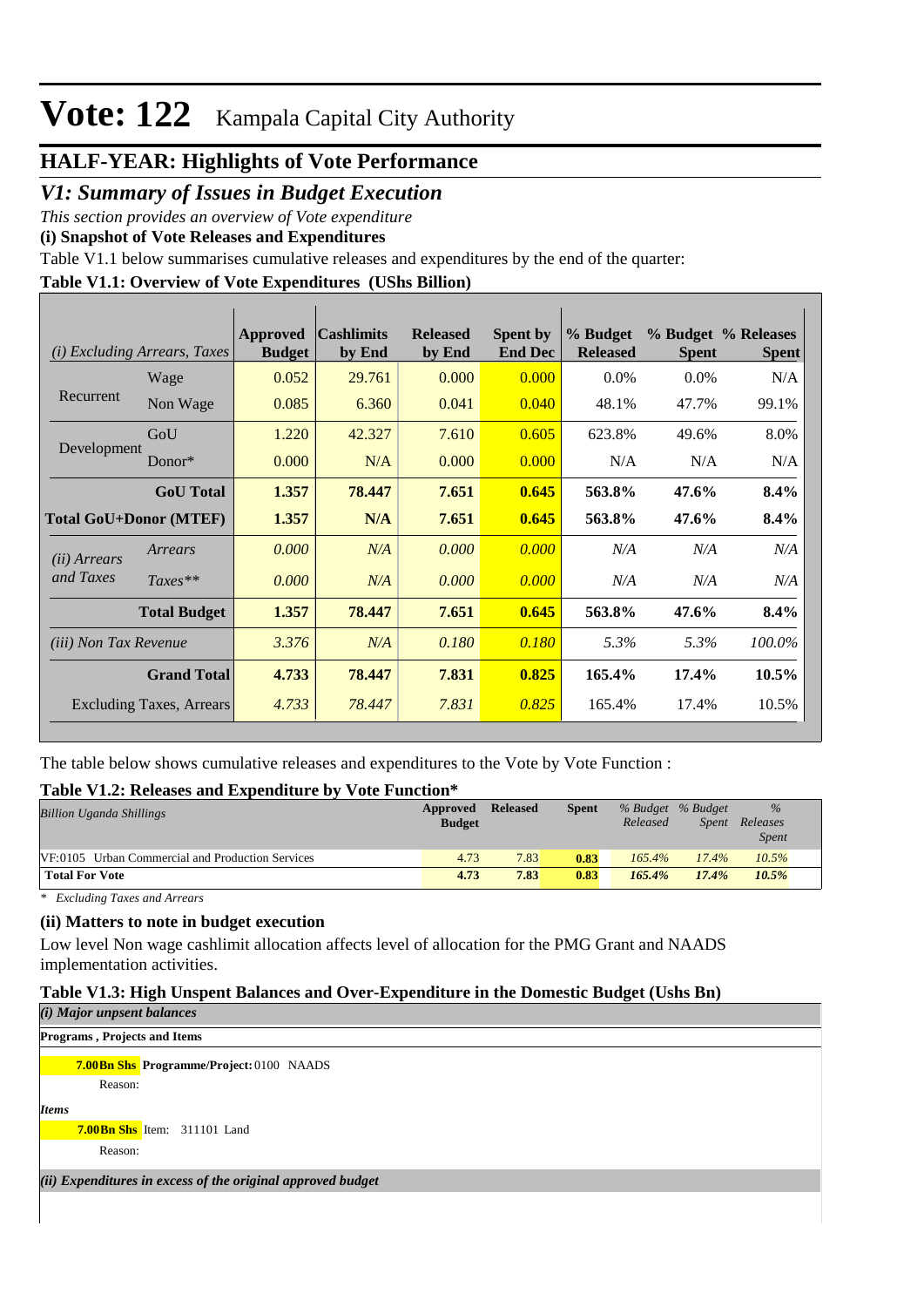# Vote: 122 Kampala Capital City Authority

## HALF-YEAR: Highlights of Vote Performance

### *V1: Summary of Issues in Budget Execution*

*This section provides an overview of Vote expenditure*

**(i) Snapshot of Vote Releases and Expenditures**

Table V1.1 below summarises cumulative releases and expenditures by the end of the quarter:

**Table V1.1: Overview of Vote Expenditures (UShs Billion)**

| *(i) Excluding Arrears, Taxes* | | Approved Budget | Cashlimits by End | Released by End | Spent by End Dec | % Budget Released | % Budget Spent | % Releases Spent |
|---|---|---|---|---|---|---|---|---|
| Recurrent | Wage | 0.052 | 29.761 | 0.000 | 0.000 | 0.0% | 0.0% | N/A |
| | Non Wage | 0.085 | 6.360 | 0.041 | 0.040 | 48.1% | 47.7% | 99.1% |
| Development | GoU | 1.220 | 42.327 | 7.610 | 0.605 | 623.8% | 49.6% | 8.0% |
| | Donor* | 0.000 | N/A | 0.000 | 0.000 | N/A | N/A | N/A |
| | **GoU Total** | **1.357** | **78.447** | **7.651** | **0.645** | **563.8%** | **47.6%** | **8.4%** |
| **Total GoU+Donor (MTEF)** | | **1.357** | **N/A** | **7.651** | **0.645** | **563.8%** | **47.6%** | **8.4%** |
| *(ii) Arrears and Taxes* | *Arrears* | *0.000* | *N/A* | *0.000* | *0.000* | *N/A* | *N/A* | *N/A* |
| | *Taxes*** | *0.000* | *N/A* | *0.000* | *0.000* | *N/A* | *N/A* | *N/A* |
| | **Total Budget** | **1.357** | **78.447** | **7.651** | **0.645** | **563.8%** | **47.6%** | **8.4%** |
| *(iii) Non Tax Revenue* | | *3.376* | *N/A* | *0.180* | *0.180* | *5.3%* | *5.3%* | *100.0%* |
| | **Grand Total** | **4.733** | **78.447** | **7.831** | **0.825** | **165.4%** | **17.4%** | **10.5%** |
| Excluding Taxes, Arrears | | *4.733* | *78.447* | *7.831* | *0.825* | 165.4% | 17.4% | 10.5% |

The table below shows cumulative releases and expenditures to the Vote by Vote Function :

**Table V1.2: Releases and Expenditure by Vote Function***

| *Billion Uganda Shillings* | Approved Budget | Released | Spent | *% Budget Released* | *% Budget Spent* | *% Releases Spent* |
|---|---|---|---|---|---|---|
| VF:0105 Urban Commercial and Production Services | 4.73 | 7.83 | **0.83** | *165.4%* | *17.4%* | *10.5%* |
| **Total For Vote** | **4.73** | **7.83** | **0.83** | ***165.4%*** | ***17.4%*** | ***10.5%*** |

\* *Excluding Taxes and Arrears*

**(ii) Matters to note in budget execution**

Low level Non wage cashlimit allocation affects level of allocation for the PMG Grant and NAADS implementation activities.

**Table V1.3: High Unspent Balances and Over-Expenditure in the Domestic Budget (Ushs Bn)**

***(i) Major unspent balances***

**Programs , Projects and Items**

**7.00Bn Shs** **Programme/Project:** 0100 NAADS

Reason:

***Items***

**7.00Bn Shs** Item: 311101 Land

Reason:

***(ii) Expenditures in excess of the original approved budget***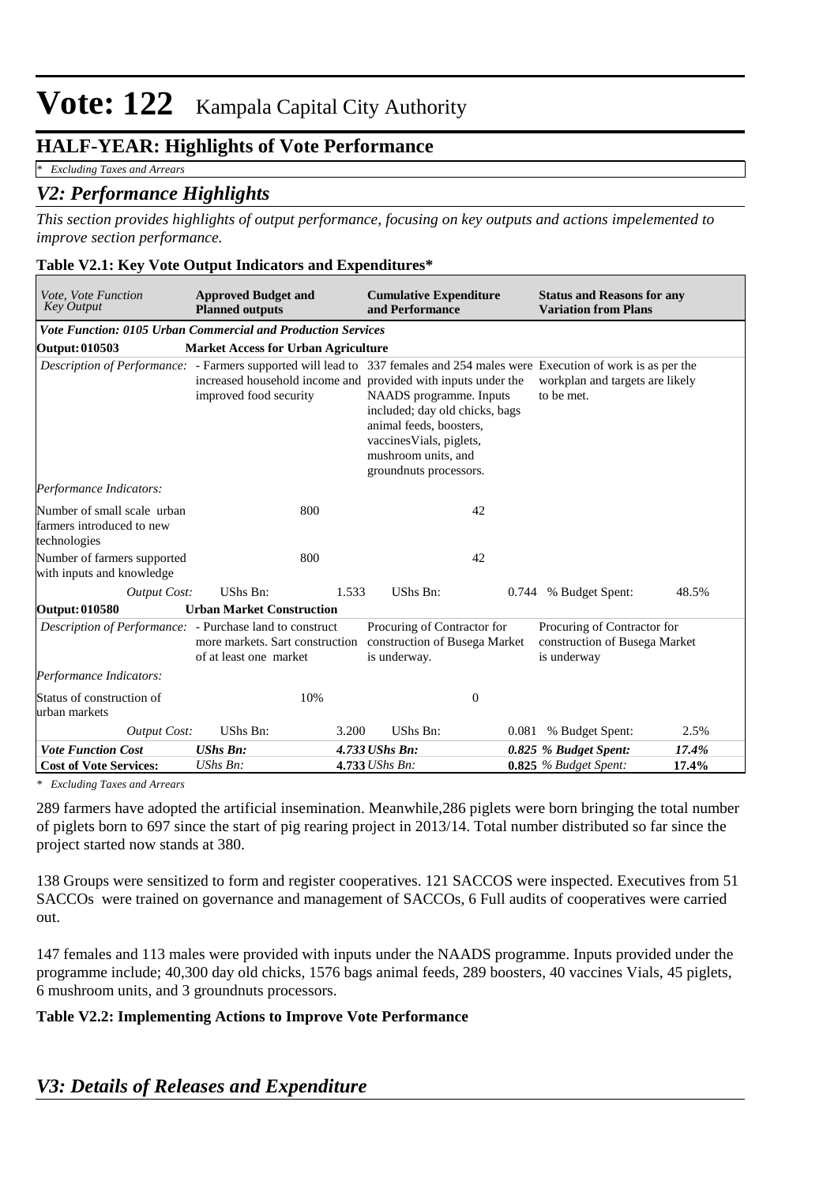# Vote: 122 Kampala Capital City Authority

## HALF-YEAR: Highlights of Vote Performance

*\* Excluding Taxes and Arrears*

## *V2: Performance Highlights*

*This section provides highlights of output performance, focusing on key outputs and actions impelemented to improve section performance.*

**Table V2.1: Key Vote Output Indicators and Expenditures\***

| *Vote, Vote Function Key Output* | **Approved Budget and Planned outputs** | | **Cumulative Expenditure and Performance** | | **Status and Reasons for any Variation from Plans** | |
|---|---|---|---|---|---|---|
| ***Vote Function: 0105 Urban Commercial and Production Services*** | | | | | | |
| **Output: 010503** | **Market Access for Urban Agriculture** | | | | | |
| *Description of Performance:* | - Farmers supported will lead to increased household income and improved food security | | 337 females and 254 males were provided with inputs under the NAADS programme. Inputs included; day old chicks, bags animal feeds, boosters, vaccinesVials, piglets, mushroom units, and groundnuts processors. | | Execution of work is as per the workplan and targets are likely to be met. | |
| *Performance Indicators:* | | | | | | |
| Number of small scale urban farmers introduced to new technologies | | 800 | | 42 | | |
| Number of farmers supported with inputs and knowledge | | 800 | | 42 | | |
| *Output Cost:* | UShs Bn: | 1.533 | UShs Bn: | 0.744 | % Budget Spent: | 48.5% |
| **Output: 010580** | **Urban Market Construction** | | | | | |
| *Description of Performance:* | - Purchase land to construct more markets. Sart construction of at least one market | | Procuring of Contractor for construction of Busega Market is underway. | | Procuring of Contractor for construction of Busega Market is underway | |
| *Performance Indicators:* | | | | | | |
| Status of construction of urban markets | | 10% | | 0 | | |
| *Output Cost:* | UShs Bn: | 3.200 | UShs Bn: | 0.081 | % Budget Spent: | 2.5% |
| ***Vote Function Cost*** | ***UShs Bn:*** | ***4.733*** | ***UShs Bn:*** | ***0.825*** | ***% Budget Spent:*** | ***17.4%*** |
| **Cost of Vote Services:** | *UShs Bn:* | **4.733** | *UShs Bn:* | **0.825** | *% Budget Spent:* | **17.4%** |

*\* Excluding Taxes and Arrears*

289 farmers have adopted the artificial insemination. Meanwhile,286 piglets were born bringing the total number of piglets born to 697 since the start of pig rearing project in 2013/14. Total number distributed so far since the project started now stands at 380.

138 Groups were sensitized to form and register cooperatives. 121 SACCOS were inspected. Executives from 51 SACCOs were trained on governance and management of SACCOs, 6 Full audits of cooperatives were carried out.

147 females and 113 males were provided with inputs under the NAADS programme. Inputs provided under the programme include; 40,300 day old chicks, 1576 bags animal feeds, 289 boosters, 40 vaccines Vials, 45 piglets, 6 mushroom units, and 3 groundnuts processors.

**Table V2.2: Implementing Actions to Improve Vote Performance**

## *V3: Details of Releases and Expenditure*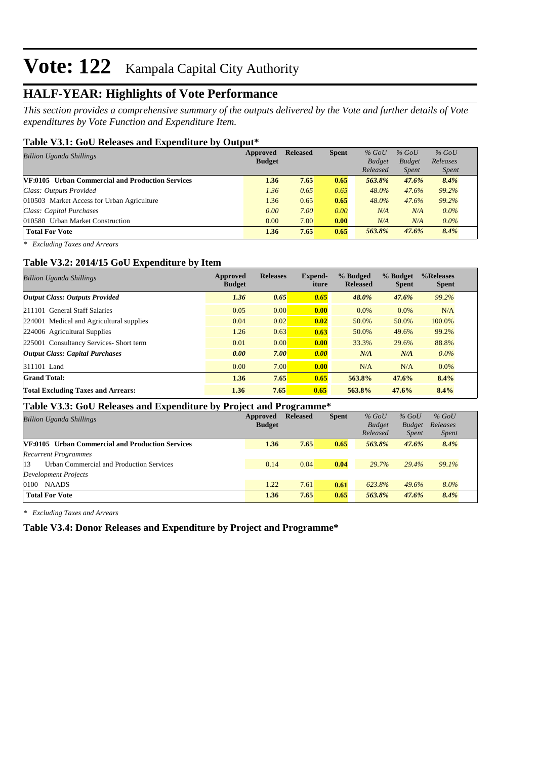# Vote: 122 Kampala Capital City Authority

## HALF-YEAR: Highlights of Vote Performance

*This section provides a comprehensive summary of the outputs delivered by the Vote and further details of Vote expenditures by Vote Function and Expenditure Item.*

### Table V3.1: GoU Releases and Expenditure by Output*

| *Billion Uganda Shillings* | Approved Budget | Released | Spent | *% GoU Budget Released* | *% GoU Budget Spent* | *% GoU Releases Spent* |
|---|---|---|---|---|---|---|
| **VF:0105 Urban Commercial and Production Services** | **1.36** | **7.65** | **0.65** | ***563.8%*** | ***47.6%*** | ***8.4%*** |
| *Class: Outputs Provided* | *1.36* | *0.65* | *0.65* | *48.0%* | *47.6%* | *99.2%* |
| 010503 Market Access for Urban Agriculture | 1.36 | 0.65 | **0.65** | *48.0%* | *47.6%* | *99.2%* |
| *Class: Capital Purchases* | *0.00* | *7.00* | *0.00* | *N/A* | *N/A* | *0.0%* |
| 010580 Urban Market Construction | 0.00 | 7.00 | **0.00** | *N/A* | *N/A* | *0.0%* |
| **Total For Vote** | **1.36** | **7.65** | **0.65** | ***563.8%*** | ***47.6%*** | ***8.4%*** |

*\* Excluding Taxes and Arrears*

### Table V3.2: 2014/15 GoU Expenditure by Item

| *Billion Uganda Shillings* | Approved Budget | Releases | Expend-iture | % Budged Released | % Budget Spent | %Releases Spent |
|---|---|---|---|---|---|---|
| ***Output Class: Outputs Provided*** | ***1.36*** | ***0.65*** | ***0.65*** | ***48.0%*** | ***47.6%*** | *99.2%* |
| 211101 General Staff Salaries | 0.05 | 0.00 | **0.00** | 0.0% | 0.0% | N/A |
| 224001 Medical and Agricultural supplies | 0.04 | 0.02 | **0.02** | 50.0% | 50.0% | 100.0% |
| 224006 Agricultural Supplies | 1.26 | 0.63 | **0.63** | 50.0% | 49.6% | 99.2% |
| 225001 Consultancy Services- Short term | 0.01 | 0.00 | **0.00** | 33.3% | 29.6% | 88.8% |
| ***Output Class: Capital Purchases*** | ***0.00*** | ***7.00*** | ***0.00*** | ***N/A*** | ***N/A*** | *0.0%* |
| 311101 Land | 0.00 | 7.00 | **0.00** | N/A | N/A | 0.0% |
| **Grand Total:** | **1.36** | **7.65** | **0.65** | **563.8%** | **47.6%** | **8.4%** |
| **Total Excluding Taxes and Arrears:** | **1.36** | **7.65** | **0.65** | **563.8%** | **47.6%** | **8.4%** |

### Table V3.3: GoU Releases and Expenditure by Project and Programme*

| *Billion Uganda Shillings* | Approved Budget | Released | Spent | *% GoU Budget Released* | *% GoU Budget Spent* | *% GoU Releases Spent* |
|---|---|---|---|---|---|---|
| **VF:0105 Urban Commercial and Production Services** | **1.36** | **7.65** | **0.65** | ***563.8%*** | ***47.6%*** | ***8.4%*** |
| *Recurrent Programmes* | | | | | | |
| 13 Urban Commercial and Production Services | 0.14 | 0.04 | **0.04** | *29.7%* | *29.4%* | *99.1%* |
| *Development Projects* | | | | | | |
| 0100 NAADS | 1.22 | 7.61 | **0.61** | *623.8%* | *49.6%* | *8.0%* |
| **Total For Vote** | **1.36** | **7.65** | **0.65** | ***563.8%*** | ***47.6%*** | ***8.4%*** |

*\* Excluding Taxes and Arrears*

### Table V3.4: Donor Releases and Expenditure by Project and Programme*